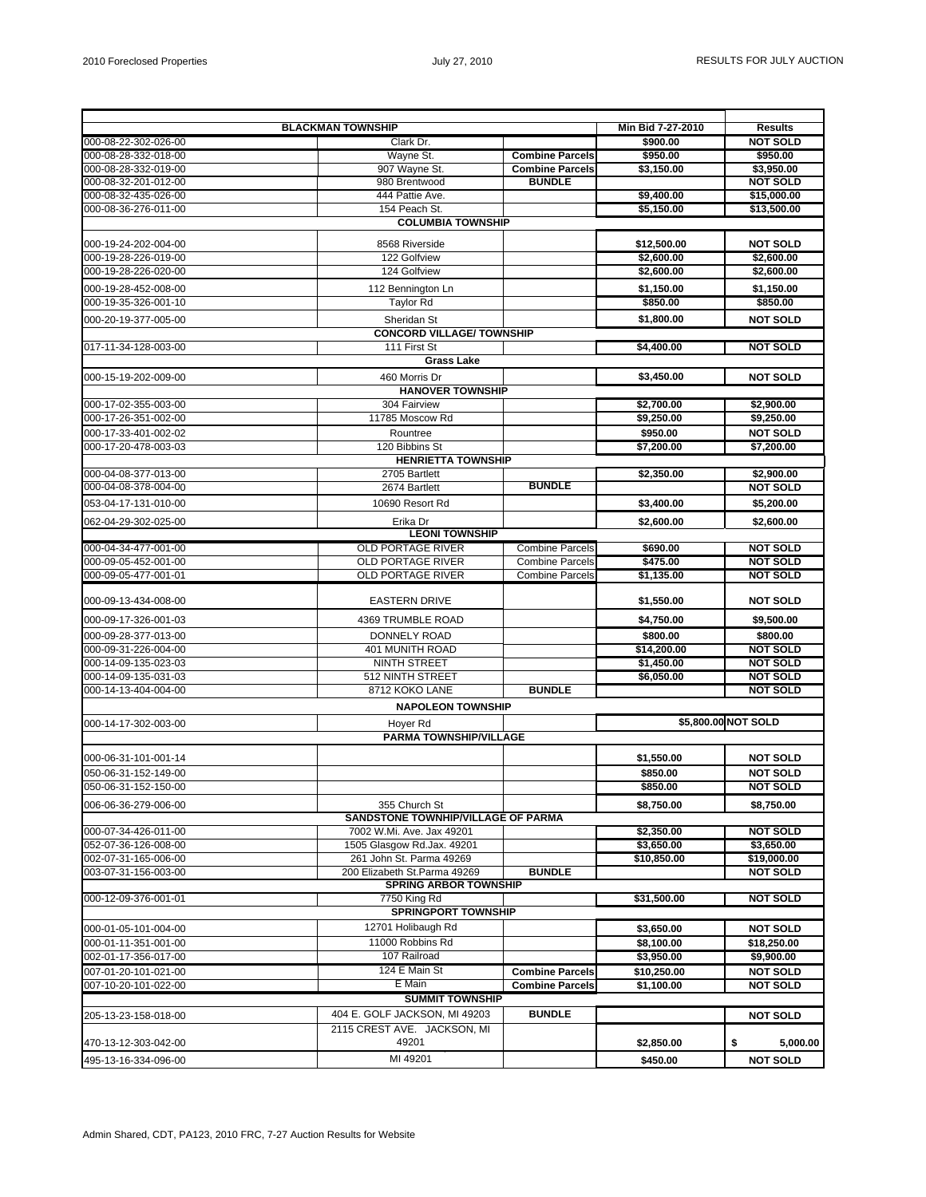| BLACKMAN TOWNSHIP | | | Min Bid 7-27-2010 | Results |
|---|---|---|---|---|
| 000-08-22-302-026-00 | Clark Dr. | | $900.00 | NOT SOLD |
| 000-08-28-332-018-00 | Wayne St. | Combine Parcels | $950.00 | $950.00 |
| 000-08-28-332-019-00 | 907 Wayne St. | Combine Parcels | $3,150.00 | $3,950.00 |
| 000-08-32-201-012-00 | 980 Brentwood | BUNDLE | | NOT SOLD |
| 000-08-32-435-026-00 | 444 Pattie Ave. | | $9,400.00 | $15,000.00 |
| 000-08-36-276-011-00 | 154 Peach St. | | $5,150.00 | $13,500.00 |
| COLUMBIA TOWNSHIP | | | | |
| 000-19-24-202-004-00 | 8568 Riverside | | $12,500.00 | NOT SOLD |
| 000-19-28-226-019-00 | 122 Golfview | | $2,600.00 | $2,600.00 |
| 000-19-28-226-020-00 | 124 Golfview | | $2,600.00 | $2,600.00 |
| 000-19-28-452-008-00 | 112 Bennington Ln | | $1,150.00 | $1,150.00 |
| 000-19-35-326-001-10 | Taylor Rd | | $850.00 | $850.00 |
| 000-20-19-377-005-00 | Sheridan St | | $1,800.00 | NOT SOLD |
| CONCORD VILLAGE/ TOWNSHIP | | | | |
| 017-11-34-128-003-00 | 111 First St | | $4,400.00 | NOT SOLD |
| Grass Lake | | | | |
| 000-15-19-202-009-00 | 460 Morris Dr | | $3,450.00 | NOT SOLD |
| HANOVER TOWNSHIP | | | | |
| 000-17-02-355-003-00 | 304 Fairview | | $2,700.00 | $2,900.00 |
| 000-17-26-351-002-00 | 11785 Moscow Rd | | $9,250.00 | $9,250.00 |
| 000-17-33-401-002-02 | Rountree | | $950.00 | NOT SOLD |
| 000-17-20-478-003-03 | 120 Bibbins St | | $7,200.00 | $7,200.00 |
| HENRIETTA TOWNSHIP | | | | |
| 000-04-08-377-013-00 | 2705 Bartlett | | $2,350.00 | $2,900.00 |
| 000-04-08-378-004-00 | 2674 Bartlett | BUNDLE | | NOT SOLD |
| 053-04-17-131-010-00 | 10690 Resort Rd | | $3,400.00 | $5,200.00 |
| 062-04-29-302-025-00 | Erika Dr | | $2,600.00 | $2,600.00 |
| LEONI TOWNSHIP | | | | |
| 000-04-34-477-001-00 | OLD PORTAGE RIVER | Combine Parcels | $690.00 | NOT SOLD |
| 000-09-05-452-001-00 | OLD PORTAGE RIVER | Combine Parcels | $475.00 | NOT SOLD |
| 000-09-05-477-001-01 | OLD PORTAGE RIVER | Combine Parcels | $1,135.00 | NOT SOLD |
| 000-09-13-434-008-00 | EASTERN DRIVE | | $1,550.00 | NOT SOLD |
| 000-09-17-326-001-03 | 4369 TRUMBLE ROAD | | $4,750.00 | $9,500.00 |
| 000-09-28-377-013-00 | DONNELY ROAD | | $800.00 | $800.00 |
| 000-09-31-226-004-00 | 401 MUNITH ROAD | | $14,200.00 | NOT SOLD |
| 000-14-09-135-023-03 | NINTH STREET | | $1,450.00 | NOT SOLD |
| 000-14-09-135-031-03 | 512 NINTH STREET | | $6,050.00 | NOT SOLD |
| 000-14-13-404-004-00 | 8712 KOKO LANE | BUNDLE | | NOT SOLD |
| NAPOLEON TOWNSHIP | | | | |
| 000-14-17-302-003-00 | Hoyer Rd | | $5,800.00 | NOT SOLD |
| PARMA TOWNSHIP/VILLAGE | | | | |
| 000-06-31-101-001-14 | | | $1,550.00 | NOT SOLD |
| 050-06-31-152-149-00 | | | $850.00 | NOT SOLD |
| 050-06-31-152-150-00 | | | $850.00 | NOT SOLD |
| 006-06-36-279-006-00 | 355 Church St | | $8,750.00 | $8,750.00 |
| SANDSTONE TOWNHIP/VILLAGE OF PARMA | | | | |
| 000-07-34-426-011-00 | 7002 W.Mi. Ave. Jax 49201 | | $2,350.00 | NOT SOLD |
| 052-07-36-126-008-00 | 1505 Glasgow Rd.Jax. 49201 | | $3,650.00 | $3,650.00 |
| 002-07-31-165-006-00 | 261 John St. Parma 49269 | | $10,850.00 | $19,000.00 |
| 003-07-31-156-003-00 | 200 Elizabeth St.Parma 49269 | BUNDLE | | NOT SOLD |
| SPRING ARBOR TOWNSHIP | | | | |
| 000-12-09-376-001-01 | 7750 King Rd | | $31,500.00 | NOT SOLD |
| SPRINGPORT TOWNSHIP | | | | |
| 000-01-05-101-004-00 | 12701 Holibaugh Rd | | $3,650.00 | NOT SOLD |
| 000-01-11-351-001-00 | 11000 Robbins Rd | | $8,100.00 | $18,250.00 |
| 002-01-17-356-017-00 | 107 Railroad | | $3,950.00 | $9,900.00 |
| 007-01-20-101-021-00 | 124 E Main St | Combine Parcels | $10,250.00 | NOT SOLD |
| 007-10-20-101-022-00 | E Main | Combine Parcels | $1,100.00 | NOT SOLD |
| SUMMIT TOWNSHIP | | | | |
| 205-13-23-158-018-00 | 404 E. GOLF JACKSON, MI 49203 | BUNDLE | | NOT SOLD |
| 470-13-12-303-042-00 | 2115 CREST AVE. JACKSON, MI 49201 | | $2,850.00 | $ 5,000.00 |
| 495-13-16-334-096-00 | MI 49201 | | $450.00 | NOT SOLD |

Admin Shared, CDT, PA123, 2010 FRC, 7-27 Auction Results for Website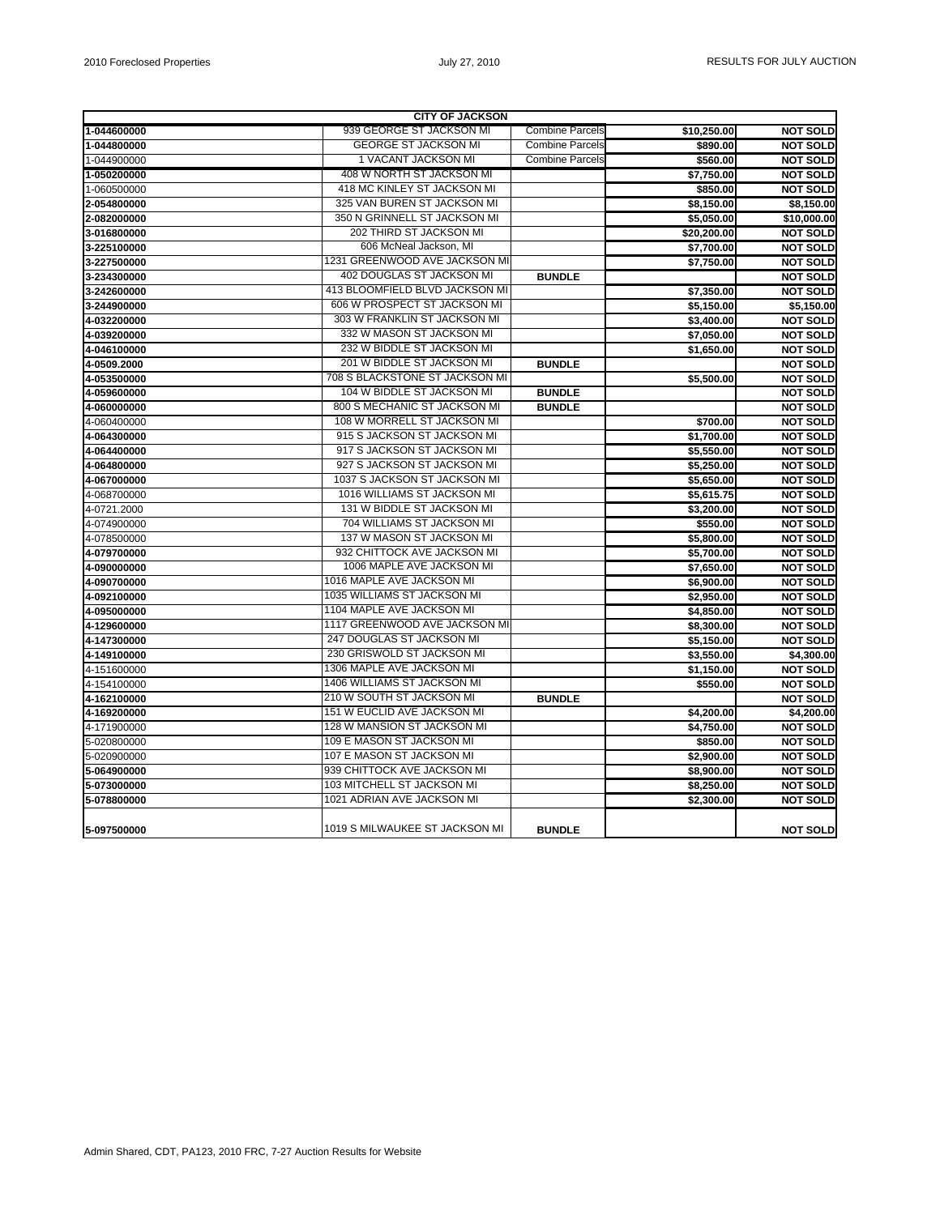| CITY OF JACKSON | | | | |
|---|---|---|---|---|
| **1-044600000** | 939 GEORGE ST JACKSON MI | Combine Parcels | **$10,250.00** | **NOT SOLD** |
| **1-044800000** | GEORGE ST JACKSON MI | Combine Parcels | **$890.00** | **NOT SOLD** |
| 1-044900000 | 1 VACANT JACKSON MI | Combine Parcels | **$560.00** | **NOT SOLD** |
| **1-050200000** | 408 W NORTH ST JACKSON MI | | **$7,750.00** | **NOT SOLD** |
| 1-060500000 | 418 MC KINLEY ST JACKSON MI | | **$850.00** | **NOT SOLD** |
| **2-054800000** | 325 VAN BUREN ST JACKSON MI | | **$8,150.00** | **$8,150.00** |
| **2-082000000** | 350 N GRINNELL ST JACKSON MI | | **$5,050.00** | **$10,000.00** |
| **3-016800000** | 202 THIRD ST JACKSON MI | | **$20,200.00** | **NOT SOLD** |
| **3-225100000** | 606 McNeal Jackson, MI | | **$7,700.00** | **NOT SOLD** |
| **3-227500000** | 1231 GREENWOOD AVE JACKSON MI | | **$7,750.00** | **NOT SOLD** |
| **3-234300000** | 402 DOUGLAS ST JACKSON MI | **BUNDLE** | | **NOT SOLD** |
| **3-242600000** | 413 BLOOMFIELD BLVD JACKSON MI | | **$7,350.00** | **NOT SOLD** |
| **3-244900000** | 606 W PROSPECT ST JACKSON MI | | **$5,150.00** | **$5,150.00** |
| **4-032200000** | 303 W FRANKLIN ST JACKSON MI | | **$3,400.00** | **NOT SOLD** |
| **4-039200000** | 332 W MASON ST JACKSON MI | | **$7,050.00** | **NOT SOLD** |
| **4-046100000** | 232 W BIDDLE ST JACKSON MI | | **$1,650.00** | **NOT SOLD** |
| **4-0509.2000** | 201 W BIDDLE ST JACKSON MI | **BUNDLE** | | **NOT SOLD** |
| **4-053500000** | 708 S BLACKSTONE ST JACKSON MI | | **$5,500.00** | **NOT SOLD** |
| **4-059600000** | 104 W BIDDLE ST JACKSON MI | **BUNDLE** | | **NOT SOLD** |
| **4-060000000** | 800 S MECHANIC ST JACKSON MI | **BUNDLE** | | **NOT SOLD** |
| 4-060400000 | 108 W MORRELL ST JACKSON MI | | **$700.00** | **NOT SOLD** |
| **4-064300000** | 915 S JACKSON ST JACKSON MI | | **$1,700.00** | **NOT SOLD** |
| **4-064400000** | 917 S JACKSON ST JACKSON MI | | **$5,550.00** | **NOT SOLD** |
| **4-064800000** | 927 S JACKSON ST JACKSON MI | | **$5,250.00** | **NOT SOLD** |
| **4-067000000** | 1037 S JACKSON ST JACKSON MI | | **$5,650.00** | **NOT SOLD** |
| 4-068700000 | 1016 WILLIAMS ST JACKSON MI | | **$5,615.75** | **NOT SOLD** |
| 4-0721.2000 | 131 W BIDDLE ST JACKSON MI | | **$3,200.00** | **NOT SOLD** |
| 4-074900000 | 704 WILLIAMS ST JACKSON MI | | **$550.00** | **NOT SOLD** |
| 4-078500000 | 137 W MASON ST JACKSON MI | | **$5,800.00** | **NOT SOLD** |
| **4-079700000** | 932 CHITTOCK AVE JACKSON MI | | **$5,700.00** | **NOT SOLD** |
| **4-090000000** | 1006 MAPLE AVE JACKSON MI | | **$7,650.00** | **NOT SOLD** |
| **4-090700000** | 1016 MAPLE AVE JACKSON MI | | **$6,900.00** | **NOT SOLD** |
| **4-092100000** | 1035 WILLIAMS ST JACKSON MI | | **$2,950.00** | **NOT SOLD** |
| **4-095000000** | 1104 MAPLE AVE JACKSON MI | | **$4,850.00** | **NOT SOLD** |
| **4-129600000** | 1117 GREENWOOD AVE JACKSON MI | | **$8,300.00** | **NOT SOLD** |
| **4-147300000** | 247 DOUGLAS ST JACKSON MI | | **$5,150.00** | **NOT SOLD** |
| **4-149100000** | 230 GRISWOLD ST JACKSON MI | | **$3,550.00** | **$4,300.00** |
| 4-151600000 | 1306 MAPLE AVE JACKSON MI | | **$1,150.00** | **NOT SOLD** |
| 4-154100000 | 1406 WILLIAMS ST JACKSON MI | | **$550.00** | **NOT SOLD** |
| **4-162100000** | 210 W SOUTH ST JACKSON MI | **BUNDLE** | | **NOT SOLD** |
| **4-169200000** | 151 W EUCLID AVE JACKSON MI | | **$4,200.00** | **$4,200.00** |
| 4-171900000 | 128 W MANSION ST JACKSON MI | | **$4,750.00** | **NOT SOLD** |
| 5-020800000 | 109 E MASON ST JACKSON MI | | **$850.00** | **NOT SOLD** |
| 5-020900000 | 107 E MASON ST JACKSON MI | | **$2,900.00** | **NOT SOLD** |
| **5-064900000** | 939 CHITTOCK AVE JACKSON MI | | **$8,900.00** | **NOT SOLD** |
| **5-073000000** | 103 MITCHELL ST JACKSON MI | | **$8,250.00** | **NOT SOLD** |
| **5-078800000** | 1021 ADRIAN AVE JACKSON MI | | **$2,300.00** | **NOT SOLD** |
| **5-097500000** | 1019 S MILWAUKEE ST JACKSON MI | **BUNDLE** | | **NOT SOLD** |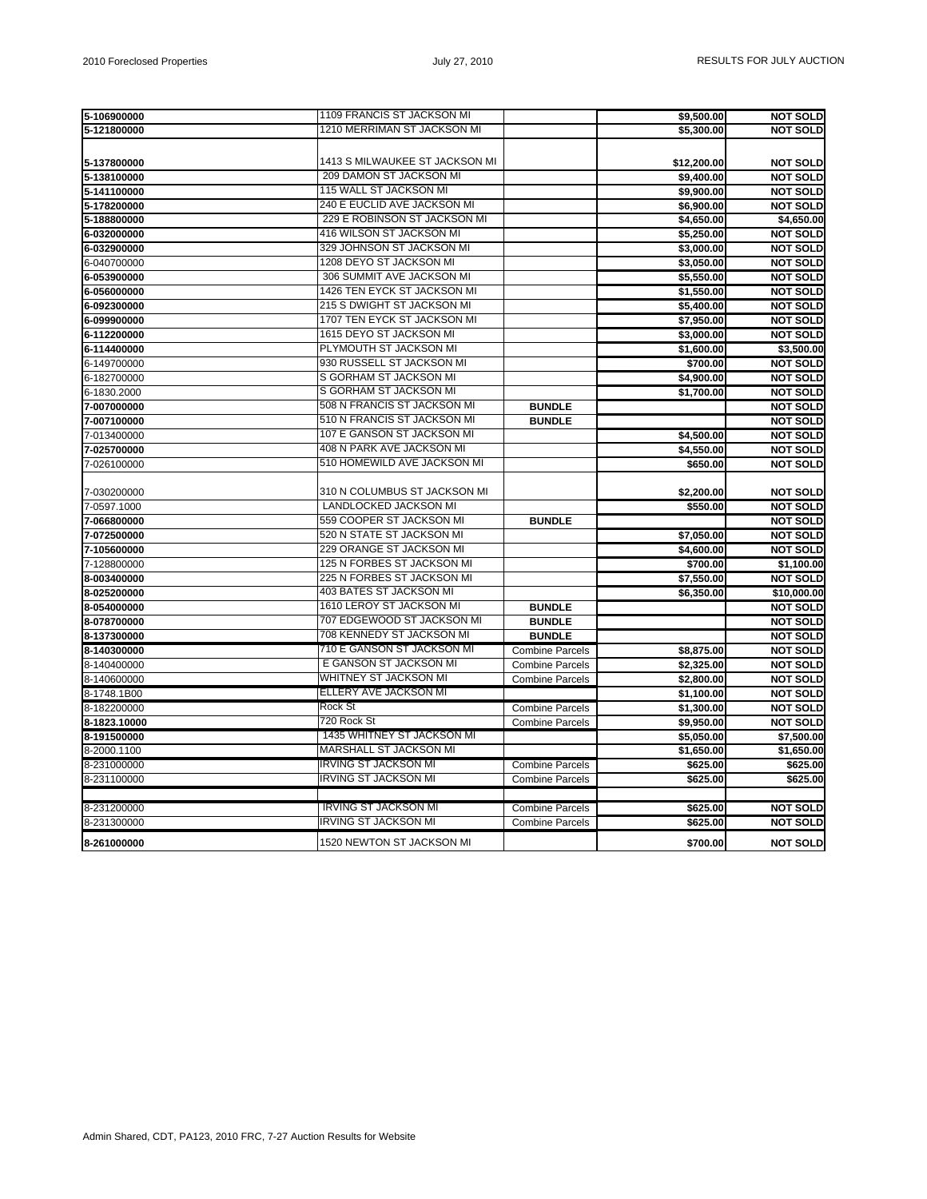| | | | | |
|---|---|---|---|---|
| **5-106900000** | 1109 FRANCIS ST JACKSON MI | | **$9,500.00** | **NOT SOLD** |
| **5-121800000** | 1210 MERRIMAN ST JACKSON MI | | **$5,300.00** | **NOT SOLD** |
| **5-137800000** | 1413 S MILWAUKEE ST JACKSON MI | | **$12,200.00** | **NOT SOLD** |
| **5-138100000** | 209 DAMON ST JACKSON MI | | **$9,400.00** | **NOT SOLD** |
| **5-141100000** | 115 WALL ST JACKSON MI | | **$9,900.00** | **NOT SOLD** |
| **5-178200000** | 240 E EUCLID AVE JACKSON MI | | **$6,900.00** | **NOT SOLD** |
| **5-188800000** | 229 E ROBINSON ST JACKSON MI | | **$4,650.00** | **$4,650.00** |
| **6-032000000** | 416 WILSON ST JACKSON MI | | **$5,250.00** | **NOT SOLD** |
| **6-032900000** | 329 JOHNSON ST JACKSON MI | | **$3,000.00** | **NOT SOLD** |
| 6-040700000 | 1208 DEYO ST JACKSON MI | | **$3,050.00** | **NOT SOLD** |
| **6-053900000** | 306 SUMMIT AVE JACKSON MI | | **$5,550.00** | **NOT SOLD** |
| **6-056000000** | 1426 TEN EYCK ST JACKSON MI | | **$1,550.00** | **NOT SOLD** |
| **6-092300000** | 215 S DWIGHT ST JACKSON MI | | **$5,400.00** | **NOT SOLD** |
| **6-099900000** | 1707 TEN EYCK ST JACKSON MI | | **$7,950.00** | **NOT SOLD** |
| **6-112200000** | 1615 DEYO ST JACKSON MI | | **$3,000.00** | **NOT SOLD** |
| **6-114400000** | PLYMOUTH ST JACKSON MI | | **$1,600.00** | **$3,500.00** |
| 6-149700000 | 930 RUSSELL ST JACKSON MI | | **$700.00** | **NOT SOLD** |
| 6-182700000 | S GORHAM ST JACKSON MI | | **$4,900.00** | **NOT SOLD** |
| 6-1830.2000 | S GORHAM ST JACKSON MI | | **$1,700.00** | **NOT SOLD** |
| **7-007000000** | 508 N FRANCIS ST JACKSON MI | **BUNDLE** | | **NOT SOLD** |
| **7-007100000** | 510 N FRANCIS ST JACKSON MI | **BUNDLE** | | **NOT SOLD** |
| 7-013400000 | 107 E GANSON ST JACKSON MI | | **$4,500.00** | **NOT SOLD** |
| **7-025700000** | 408 N PARK AVE JACKSON MI | | **$4,550.00** | **NOT SOLD** |
| 7-026100000 | 510 HOMEWILD AVE JACKSON MI | | **$650.00** | **NOT SOLD** |
| 7-030200000 | 310 N COLUMBUS ST JACKSON MI | | **$2,200.00** | **NOT SOLD** |
| 7-0597.1000 | LANDLOCKED JACKSON MI | | **$550.00** | **NOT SOLD** |
| **7-066800000** | 559 COOPER ST JACKSON MI | **BUNDLE** | | **NOT SOLD** |
| **7-072500000** | 520 N STATE ST JACKSON MI | | **$7,050.00** | **NOT SOLD** |
| **7-105600000** | 229 ORANGE ST JACKSON MI | | **$4,600.00** | **NOT SOLD** |
| 7-128800000 | 125 N FORBES ST JACKSON MI | | **$700.00** | **$1,100.00** |
| **8-003400000** | 225 N FORBES ST JACKSON MI | | **$7,550.00** | **NOT SOLD** |
| **8-025200000** | 403 BATES ST JACKSON MI | | **$6,350.00** | **$10,000.00** |
| **8-054000000** | 1610 LEROY ST JACKSON MI | **BUNDLE** | | **NOT SOLD** |
| **8-078700000** | 707 EDGEWOOD ST JACKSON MI | **BUNDLE** | | **NOT SOLD** |
| **8-137300000** | 708 KENNEDY ST JACKSON MI | **BUNDLE** | | **NOT SOLD** |
| **8-140300000** | 710 E GANSON ST JACKSON MI | Combine Parcels | **$8,875.00** | **NOT SOLD** |
| 8-140400000 | E GANSON ST JACKSON MI | Combine Parcels | **$2,325.00** | **NOT SOLD** |
| 8-140600000 | WHITNEY ST JACKSON MI | Combine Parcels | **$2,800.00** | **NOT SOLD** |
| 8-1748.1B00 | ELLERY AVE JACKSON MI | | **$1,100.00** | **NOT SOLD** |
| 8-182200000 | Rock St | Combine Parcels | **$1,300.00** | **NOT SOLD** |
| **8-1823.10000** | 720 Rock St | Combine Parcels | **$9,950.00** | **NOT SOLD** |
| **8-191500000** | 1435 WHITNEY ST JACKSON MI | | **$5,050.00** | **$7,500.00** |
| 8-2000.1100 | MARSHALL ST JACKSON MI | | **$1,650.00** | **$1,650.00** |
| 8-231000000 | IRVING ST JACKSON MI | Combine Parcels | **$625.00** | **$625.00** |
| 8-231100000 | IRVING ST JACKSON MI | Combine Parcels | **$625.00** | **$625.00** |
| 8-231200000 | IRVING ST JACKSON MI | Combine Parcels | **$625.00** | **NOT SOLD** |
| 8-231300000 | IRVING ST JACKSON MI | Combine Parcels | **$625.00** | **NOT SOLD** |
| **8-261000000** | 1520 NEWTON ST JACKSON MI | | **$700.00** | **NOT SOLD** |